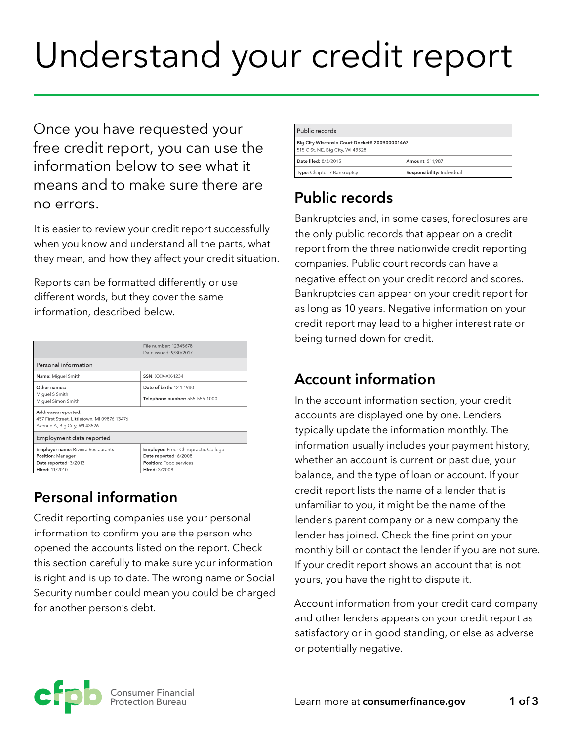# Understand your credit report

Once you have requested your free credit report, you can use the information below to see what it means and to make sure there are no errors.

It is easier to review your credit report successfully when you know and understand all the parts, what they mean, and how they affect your credit situation.

Reports can be formatted differently or use different words, but they cover the same information, described below.

| | File number: 12345678<br>Date issued: 9/30/2017 |
|---|---|
| **Personal information** | |
| **Name:** Miguel Smith | **SSN:** XXX-XX-1234 |
| **Other names:**<br>Miguel S Smith<br>Miguel Simon Smith | **Date of birth:** 12-1-1980<br>**Telephone number:** 555-555-1000 |
| **Addresses reported:**<br>457 First Street, Littletown, MI 09876 13476<br>Avenue A, Big City, WI 43526 | |
| **Employment data reported** | |
| **Employer name:** Riviera Restaurants<br>**Position:** Manager<br>**Date reported:** 3/2013<br>**Hired:** 11/2010 | **Employer:** Freer Chiropractic College<br>**Date reported:** 6/2008<br>**Position:** Food services<br>**Hired:** 3/2008 |

## Personal information

Credit reporting companies use your personal information to confirm you are the person who opened the accounts listed on the report. Check this section carefully to make sure your information is right and is up to date. The wrong name or Social Security number could mean you could be charged for another person's debt.

| Public records | |
|---|---|
| **Big City Wisconsin Court Docket# 200900001467**<br>515 C St, NE, Big City, WI 43528 | |
| **Date filed:** 8/3/2015 | **Amount:** $11,987 |
| **Type:** Chapter 7 Bankruptcy | **Responsibility:** Individual |

## Public records

Bankruptcies and, in some cases, foreclosures are the only public records that appear on a credit report from the three nationwide credit reporting companies. Public court records can have a negative effect on your credit record and scores. Bankruptcies can appear on your credit report for as long as 10 years. Negative information on your credit report may lead to a higher interest rate or being turned down for credit.

## Account information

In the account information section, your credit accounts are displayed one by one. Lenders typically update the information monthly. The information usually includes your payment history, whether an account is current or past due, your balance, and the type of loan or account. If your credit report lists the name of a lender that is unfamiliar to you, it might be the name of the lender's parent company or a new company the lender has joined. Check the fine print on your monthly bill or contact the lender if you are not sure. If your credit report shows an account that is not yours, you have the right to dispute it.

Account information from your credit card company and other lenders appears on your credit report as satisfactory or in good standing, or else as adverse or potentially negative.

Consumer Financial Protection Bureau

Learn more at **consumerfinance.gov**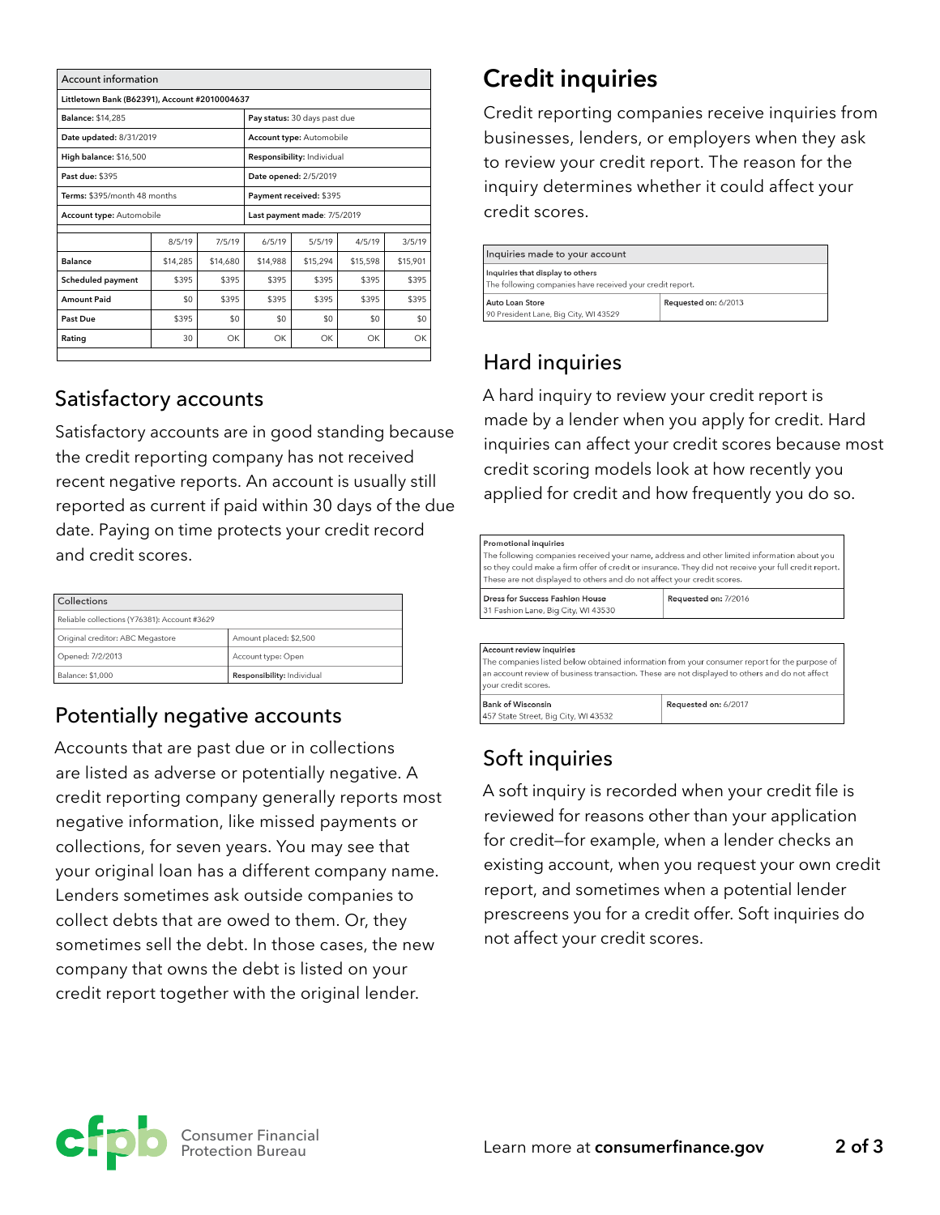| Account information | | | | | | |
|---|---|---|---|---|---|---|
| **Littletown Bank (B62391), Account #2010004637** | | | | | | |
| **Balance:** $14,285 | | | **Pay status:** 30 days past due | | | |
| **Date updated:** 8/31/2019 | | | **Account type:** Automobile | | | |
| **High balance:** $16,500 | | | **Responsibility:** Individual | | | |
| **Past due:** $395 | | | **Date opened:** 2/5/2019 | | | |
| **Terms:** $395/month 48 months | | | **Payment received:** $395 | | | |
| **Account type:** Automobile | | | **Last payment made**: 7/5/2019 | | | |

| | 8/5/19 | 7/5/19 | 6/5/19 | 5/5/19 | 4/5/19 | 3/5/19 |
|---|---|---|---|---|---|---|
| **Balance** | $14,285 | $14,680 | $14,988 | $15,294 | $15,598 | $15,901 |
| **Scheduled payment** | $395 | $395 | $395 | $395 | $395 | $395 |
| **Amount Paid** | $0 | $395 | $395 | $395 | $395 | $395 |
| **Past Due** | $395 | $0 | $0 | $0 | $0 | $0 |
| **Rating** | 30 | OK | OK | OK | OK | OK |

## Satisfactory accounts

Satisfactory accounts are in good standing because the credit reporting company has not received recent negative reports. An account is usually still reported as current if paid within 30 days of the due date. Paying on time protects your credit record and credit scores.

| Collections | |
|---|---|
| Reliable collections (Y76381): Account #3629 | |
| Original creditor: ABC Megastore | Amount placed: $2,500 |
| Opened: 7/2/2013 | Account type: Open |
| Balance: $1,000 | **Responsibility:** Individual |

## Potentially negative accounts

Accounts that are past due or in collections are listed as adverse or potentially negative. A credit reporting company generally reports most negative information, like missed payments or collections, for seven years. You may see that your original loan has a different company name. Lenders sometimes ask outside companies to collect debts that are owed to them. Or, they sometimes sell the debt. In those cases, the new company that owns the debt is listed on your credit report together with the original lender.

# Credit inquiries

Credit reporting companies receive inquiries from businesses, lenders, or employers when they ask to review your credit report. The reason for the inquiry determines whether it could affect your credit scores.

| Inquiries made to your account | |
|---|---|
| **Inquiries that display to others**<br>The following companies have received your credit report. | |
| **Auto Loan Store**<br>90 President Lane, Big City, WI 43529 | **Requested on:** 6/2013 |

## Hard inquiries

A hard inquiry to review your credit report is made by a lender when you apply for credit. Hard inquiries can affect your credit scores because most credit scoring models look at how recently you applied for credit and how frequently you do so.

| **Promotional inquiries**<br>The following companies received your name, address and other limited information about you so they could make a firm offer of credit or insurance. They did not receive your full credit report. These are not displayed to others and do not affect your credit scores. | |
|---|---|
| **Dress for Success Fashion House**<br>31 Fashion Lane, Big City, WI 43530 | **Requested on:** 7/2016 |

| **Account review inquiries**<br>The companies listed below obtained information from your consumer report for the purpose of an account review of business transaction. These are not displayed to others and do not affect your credit scores. | |
|---|---|
| **Bank of Wisconsin**<br>457 State Street, Big City, WI 43532 | **Requested on:** 6/2017 |

## Soft inquiries

A soft inquiry is recorded when your credit file is reviewed for reasons other than your application for credit—for example, when a lender checks an existing account, when you request your own credit report, and sometimes when a potential lender prescreens you for a credit offer. Soft inquiries do not affect your credit scores.

Learn more at **consumerfinance.gov**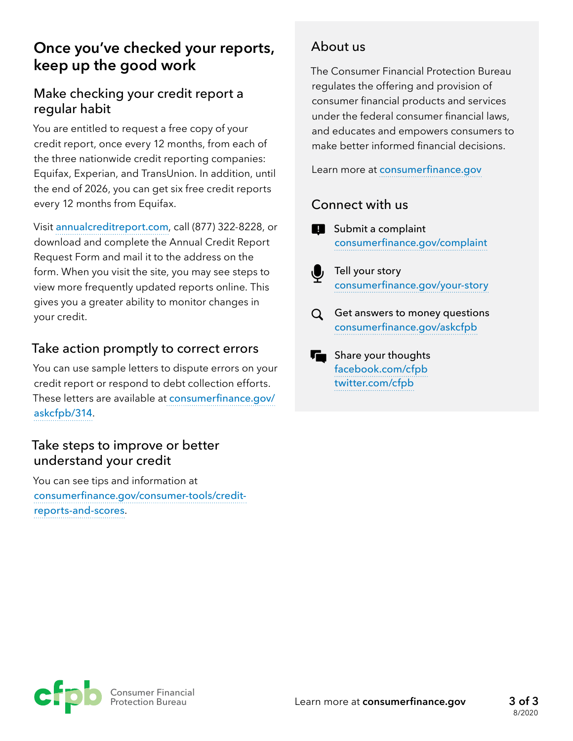# Once you've checked your reports, keep up the good work

## Make checking your credit report a regular habit

You are entitled to request a free copy of your credit report, once every 12 months, from each of the three nationwide credit reporting companies: Equifax, Experian, and TransUnion. In addition, until the end of 2026, you can get six free credit reports every 12 months from Equifax.

Visit annualcreditreport.com, call (877) 322-8228, or download and complete the Annual Credit Report Request Form and mail it to the address on the form. When you visit the site, you may see steps to view more frequently updated reports online. This gives you a greater ability to monitor changes in your credit.

## Take action promptly to correct errors

You can use sample letters to dispute errors on your credit report or respond to debt collection efforts. These letters are available at consumerfinance.gov/askcfpb/314.

## Take steps to improve or better understand your credit

You can see tips and information at consumerfinance.gov/consumer-tools/credit-reports-and-scores.

## About us

The Consumer Financial Protection Bureau regulates the offering and provision of consumer financial products and services under the federal consumer financial laws, and educates and empowers consumers to make better informed financial decisions.

Learn more at consumerfinance.gov

## Connect with us

Submit a complaint
consumerfinance.gov/complaint

Tell your story
consumerfinance.gov/your-story

Get answers to money questions
consumerfinance.gov/askcfpb

Share your thoughts
facebook.com/cfpb
twitter.com/cfpb

Consumer Financial Protection Bureau

Learn more at **consumerfinance.gov**

8/2020